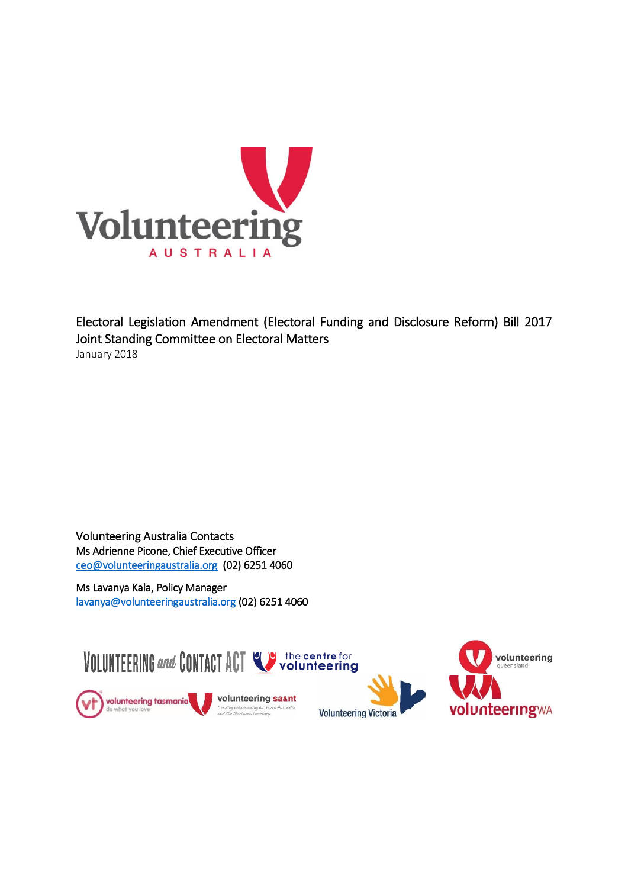# Electoral Legislation Amendment (Electoral Funding and Disclosure Reform) Bill 2017

## Joint Standing Committee on Electoral Matters

January 2018

Volunteering Australia Contacts

Ms Adrienne Picone, Chief Executive Officer
ceo@volunteeringaustralia.org (02) 6251 4060

Ms Lavanya Kala, Policy Manager
lavanya@volunteeringaustralia.org (02) 6251 4060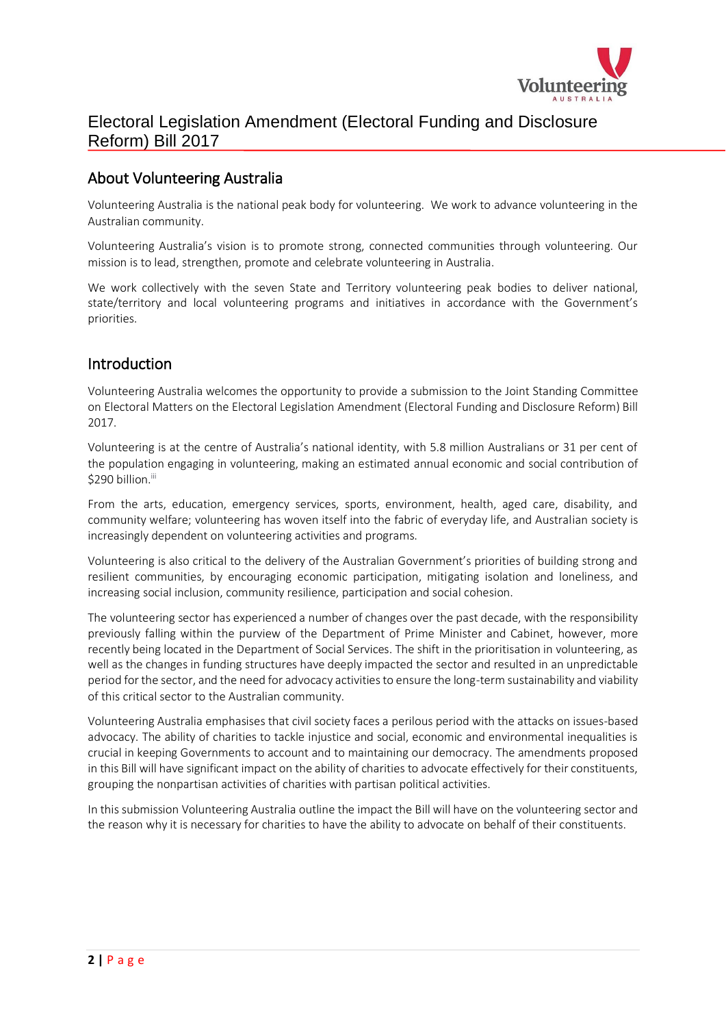# Electoral Legislation Amendment (Electoral Funding and Disclosure Reform) Bill 2017

## About Volunteering Australia

Volunteering Australia is the national peak body for volunteering. We work to advance volunteering in the Australian community.

Volunteering Australia's vision is to promote strong, connected communities through volunteering. Our mission is to lead, strengthen, promote and celebrate volunteering in Australia.

We work collectively with the seven State and Territory volunteering peak bodies to deliver national, state/territory and local volunteering programs and initiatives in accordance with the Government's priorities.

## Introduction

Volunteering Australia welcomes the opportunity to provide a submission to the Joint Standing Committee on Electoral Matters on the Electoral Legislation Amendment (Electoral Funding and Disclosure Reform) Bill 2017.

Volunteering is at the centre of Australia's national identity, with 5.8 million Australians or 31 per cent of the population engaging in volunteering, making an estimated annual economic and social contribution of $290 billion.[iii]

From the arts, education, emergency services, sports, environment, health, aged care, disability, and community welfare; volunteering has woven itself into the fabric of everyday life, and Australian society is increasingly dependent on volunteering activities and programs.

Volunteering is also critical to the delivery of the Australian Government's priorities of building strong and resilient communities, by encouraging economic participation, mitigating isolation and loneliness, and increasing social inclusion, community resilience, participation and social cohesion.

The volunteering sector has experienced a number of changes over the past decade, with the responsibility previously falling within the purview of the Department of Prime Minister and Cabinet, however, more recently being located in the Department of Social Services. The shift in the prioritisation in volunteering, as well as the changes in funding structures have deeply impacted the sector and resulted in an unpredictable period for the sector, and the need for advocacy activities to ensure the long-term sustainability and viability of this critical sector to the Australian community.

Volunteering Australia emphasises that civil society faces a perilous period with the attacks on issues-based advocacy. The ability of charities to tackle injustice and social, economic and environmental inequalities is crucial in keeping Governments to account and to maintaining our democracy. The amendments proposed in this Bill will have significant impact on the ability of charities to advocate effectively for their constituents, grouping the nonpartisan activities of charities with partisan political activities.

In this submission Volunteering Australia outline the impact the Bill will have on the volunteering sector and the reason why it is necessary for charities to have the ability to advocate on behalf of their constituents.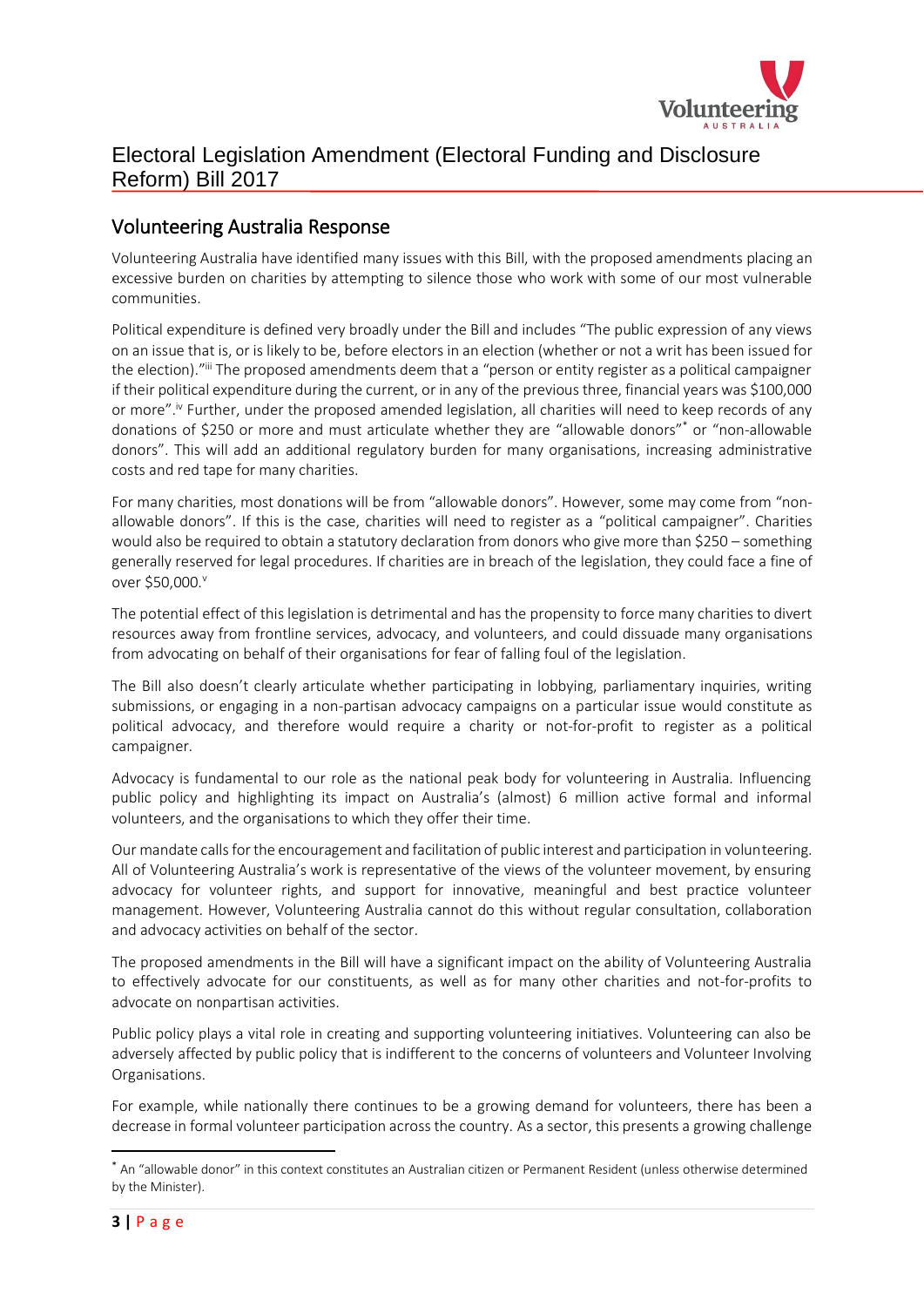# Electoral Legislation Amendment (Electoral Funding and Disclosure Reform) Bill 2017

## Volunteering Australia Response

Volunteering Australia have identified many issues with this Bill, with the proposed amendments placing an excessive burden on charities by attempting to silence those who work with some of our most vulnerable communities.

Political expenditure is defined very broadly under the Bill and includes "The public expression of any views on an issue that is, or is likely to be, before electors in an election (whether or not a writ has been issued for the election)."[iii] The proposed amendments deem that a "person or entity register as a political campaigner if their political expenditure during the current, or in any of the previous three, financial years was $100,000 or more".[iv] Further, under the proposed amended legislation, all charities will need to keep records of any donations of $250 or more and must articulate whether they are "allowable donors"* or "non-allowable donors". This will add an additional regulatory burden for many organisations, increasing administrative costs and red tape for many charities.

For many charities, most donations will be from "allowable donors". However, some may come from "non-allowable donors". If this is the case, charities will need to register as a "political campaigner". Charities would also be required to obtain a statutory declaration from donors who give more than $250 – something generally reserved for legal procedures. If charities are in breach of the legislation, they could face a fine of over $50,000.[v]

The potential effect of this legislation is detrimental and has the propensity to force many charities to divert resources away from frontline services, advocacy, and volunteers, and could dissuade many organisations from advocating on behalf of their organisations for fear of falling foul of the legislation.

The Bill also doesn't clearly articulate whether participating in lobbying, parliamentary inquiries, writing submissions, or engaging in a non-partisan advocacy campaigns on a particular issue would constitute as political advocacy, and therefore would require a charity or not-for-profit to register as a political campaigner.

Advocacy is fundamental to our role as the national peak body for volunteering in Australia. Influencing public policy and highlighting its impact on Australia's (almost) 6 million active formal and informal volunteers, and the organisations to which they offer their time.

Our mandate calls for the encouragement and facilitation of public interest and participation in volunteering. All of Volunteering Australia's work is representative of the views of the volunteer movement, by ensuring advocacy for volunteer rights, and support for innovative, meaningful and best practice volunteer management. However, Volunteering Australia cannot do this without regular consultation, collaboration and advocacy activities on behalf of the sector.

The proposed amendments in the Bill will have a significant impact on the ability of Volunteering Australia to effectively advocate for our constituents, as well as for many other charities and not-for-profits to advocate on nonpartisan activities.

Public policy plays a vital role in creating and supporting volunteering initiatives. Volunteering can also be adversely affected by public policy that is indifferent to the concerns of volunteers and Volunteer Involving Organisations.

For example, while nationally there continues to be a growing demand for volunteers, there has been a decrease in formal volunteer participation across the country. As a sector, this presents a growing challenge

---

* An "allowable donor" in this context constitutes an Australian citizen or Permanent Resident (unless otherwise determined by the Minister).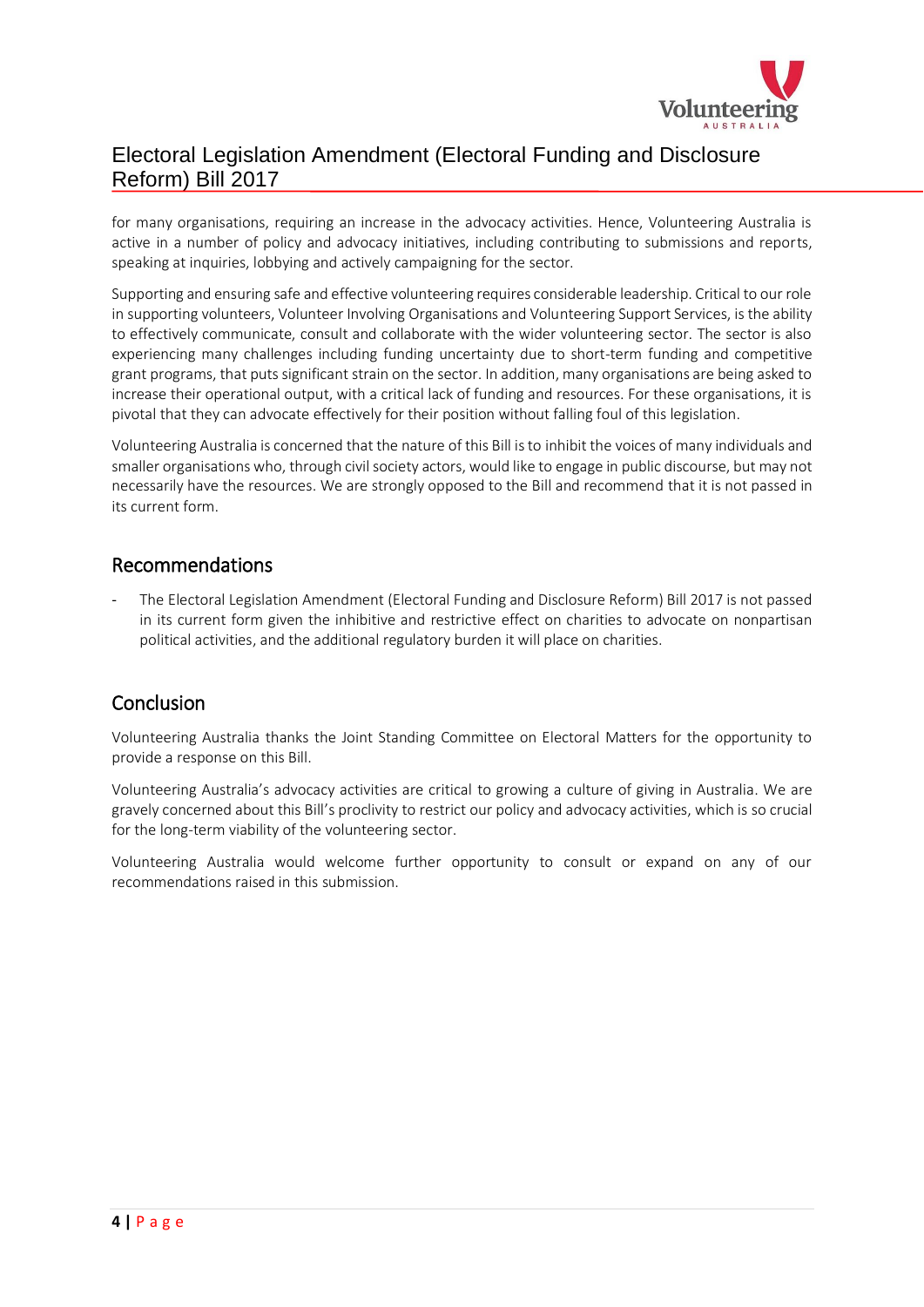for many organisations, requiring an increase in the advocacy activities. Hence, Volunteering Australia is active in a number of policy and advocacy initiatives, including contributing to submissions and reports, speaking at inquiries, lobbying and actively campaigning for the sector.

Supporting and ensuring safe and effective volunteering requires considerable leadership. Critical to our role in supporting volunteers, Volunteer Involving Organisations and Volunteering Support Services, is the ability to effectively communicate, consult and collaborate with the wider volunteering sector. The sector is also experiencing many challenges including funding uncertainty due to short-term funding and competitive grant programs, that puts significant strain on the sector. In addition, many organisations are being asked to increase their operational output, with a critical lack of funding and resources. For these organisations, it is pivotal that they can advocate effectively for their position without falling foul of this legislation.

Volunteering Australia is concerned that the nature of this Bill is to inhibit the voices of many individuals and smaller organisations who, through civil society actors, would like to engage in public discourse, but may not necessarily have the resources. We are strongly opposed to the Bill and recommend that it is not passed in its current form.

## Recommendations

- The Electoral Legislation Amendment (Electoral Funding and Disclosure Reform) Bill 2017 is not passed in its current form given the inhibitive and restrictive effect on charities to advocate on nonpartisan political activities, and the additional regulatory burden it will place on charities.

## Conclusion

Volunteering Australia thanks the Joint Standing Committee on Electoral Matters for the opportunity to provide a response on this Bill.

Volunteering Australia's advocacy activities are critical to growing a culture of giving in Australia. We are gravely concerned about this Bill's proclivity to restrict our policy and advocacy activities, which is so crucial for the long-term viability of the volunteering sector.

Volunteering Australia would welcome further opportunity to consult or expand on any of our recommendations raised in this submission.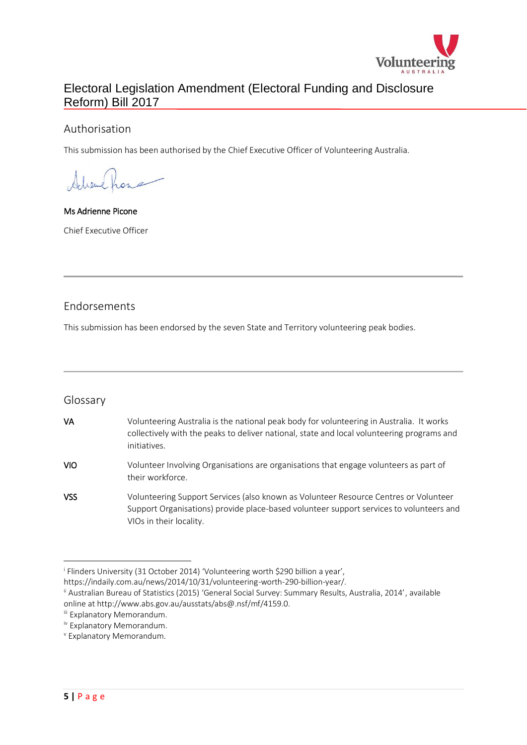# Electoral Legislation Amendment (Electoral Funding and Disclosure Reform) Bill 2017

## Authorisation

This submission has been authorised by the Chief Executive Officer of Volunteering Australia.

**Ms Adrienne Picone**

Chief Executive Officer

---

## Endorsements

This submission has been endorsed by the seven State and Territory volunteering peak bodies.

---

## Glossary

| | |
|---|---|
| **VA** | Volunteering Australia is the national peak body for volunteering in Australia. It works collectively with the peaks to deliver national, state and local volunteering programs and initiatives. |
| **VIO** | Volunteer Involving Organisations are organisations that engage volunteers as part of their workforce. |
| **VSS** | Volunteering Support Services (also known as Volunteer Resource Centres or Volunteer Support Organisations) provide place-based volunteer support services to volunteers and VIOs in their locality. |

---

[i] Flinders University (31 October 2014) 'Volunteering worth $290 billion a year', https://indaily.com.au/news/2014/10/31/volunteering-worth-290-billion-year/.

[ii] Australian Bureau of Statistics (2015) 'General Social Survey: Summary Results, Australia, 2014', available online at http://www.abs.gov.au/ausstats/abs@.nsf/mf/4159.0.

[iii] Explanatory Memorandum.

[iv] Explanatory Memorandum.

[v] Explanatory Memorandum.